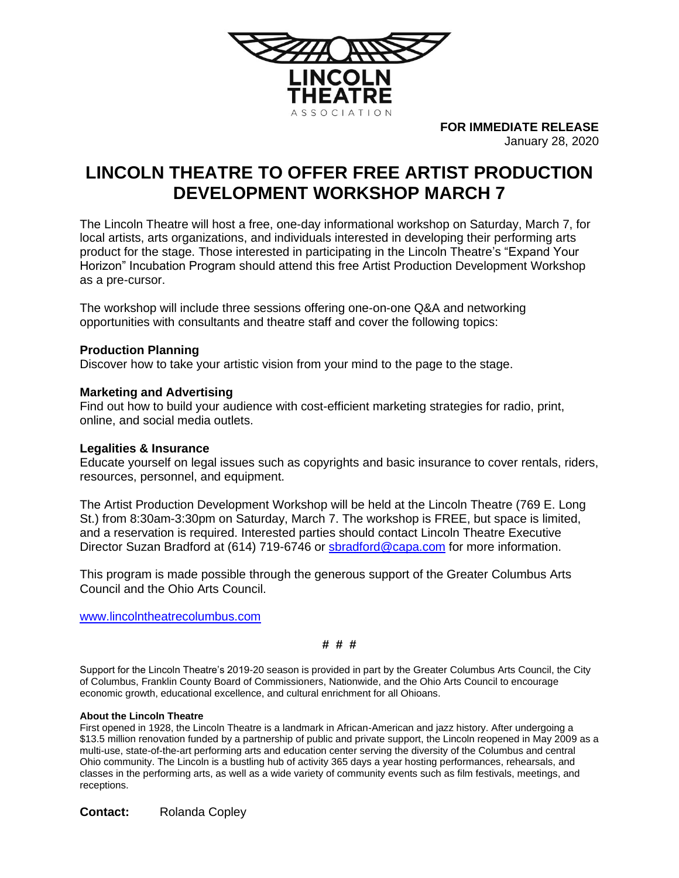LINCOLN THEATRE ASSOCIATION

**FOR IMMEDIATE RELEASE**
January 28, 2020

# LINCOLN THEATRE TO OFFER FREE ARTIST PRODUCTION DEVELOPMENT WORKSHOP MARCH 7

The Lincoln Theatre will host a free, one-day informational workshop on Saturday, March 7, for local artists, arts organizations, and individuals interested in developing their performing arts product for the stage. Those interested in participating in the Lincoln Theatre's "Expand Your Horizon" Incubation Program should attend this free Artist Production Development Workshop as a pre-cursor.

The workshop will include three sessions offering one-on-one Q&A and networking opportunities with consultants and theatre staff and cover the following topics:

**Production Planning**
Discover how to take your artistic vision from your mind to the page to the stage.

**Marketing and Advertising**
Find out how to build your audience with cost-efficient marketing strategies for radio, print, online, and social media outlets.

**Legalities & Insurance**
Educate yourself on legal issues such as copyrights and basic insurance to cover rentals, riders, resources, personnel, and equipment.

The Artist Production Development Workshop will be held at the Lincoln Theatre (769 E. Long St.) from 8:30am-3:30pm on Saturday, March 7. The workshop is FREE, but space is limited, and a reservation is required. Interested parties should contact Lincoln Theatre Executive Director Suzan Bradford at (614) 719-6746 or sbradford@capa.com for more information.

This program is made possible through the generous support of the Greater Columbus Arts Council and the Ohio Arts Council.

www.lincolntheatrecolumbus.com

# # #

Support for the Lincoln Theatre's 2019-20 season is provided in part by the Greater Columbus Arts Council, the City of Columbus, Franklin County Board of Commissioners, Nationwide, and the Ohio Arts Council to encourage economic growth, educational excellence, and cultural enrichment for all Ohioans.

**About the Lincoln Theatre**
First opened in 1928, the Lincoln Theatre is a landmark in African-American and jazz history. After undergoing a $13.5 million renovation funded by a partnership of public and private support, the Lincoln reopened in May 2009 as a multi-use, state-of-the-art performing arts and education center serving the diversity of the Columbus and central Ohio community. The Lincoln is a bustling hub of activity 365 days a year hosting performances, rehearsals, and classes in the performing arts, as well as a wide variety of community events such as film festivals, meetings, and receptions.

**Contact:** Rolanda Copley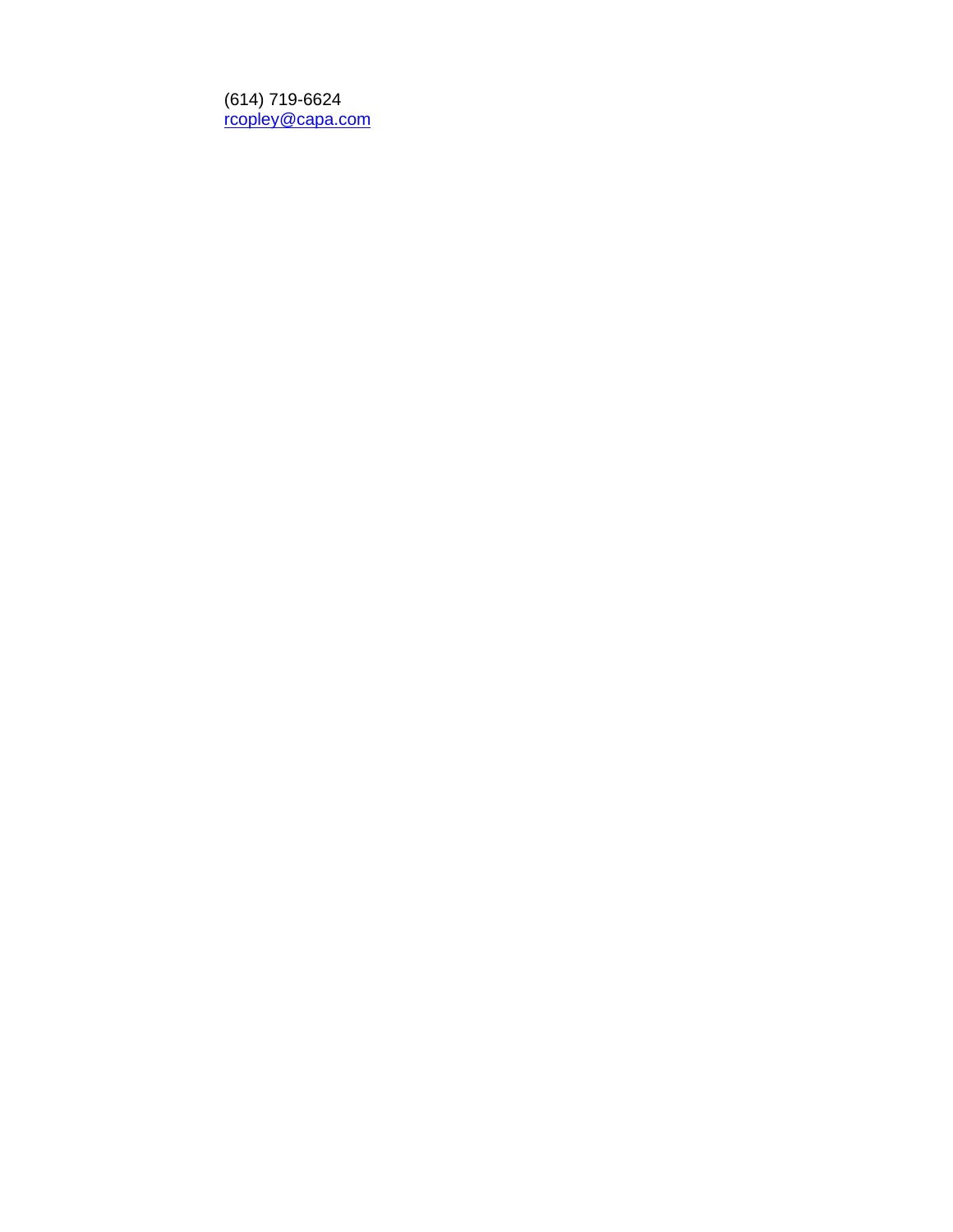(614) 719-6624
rcopley@capa.com